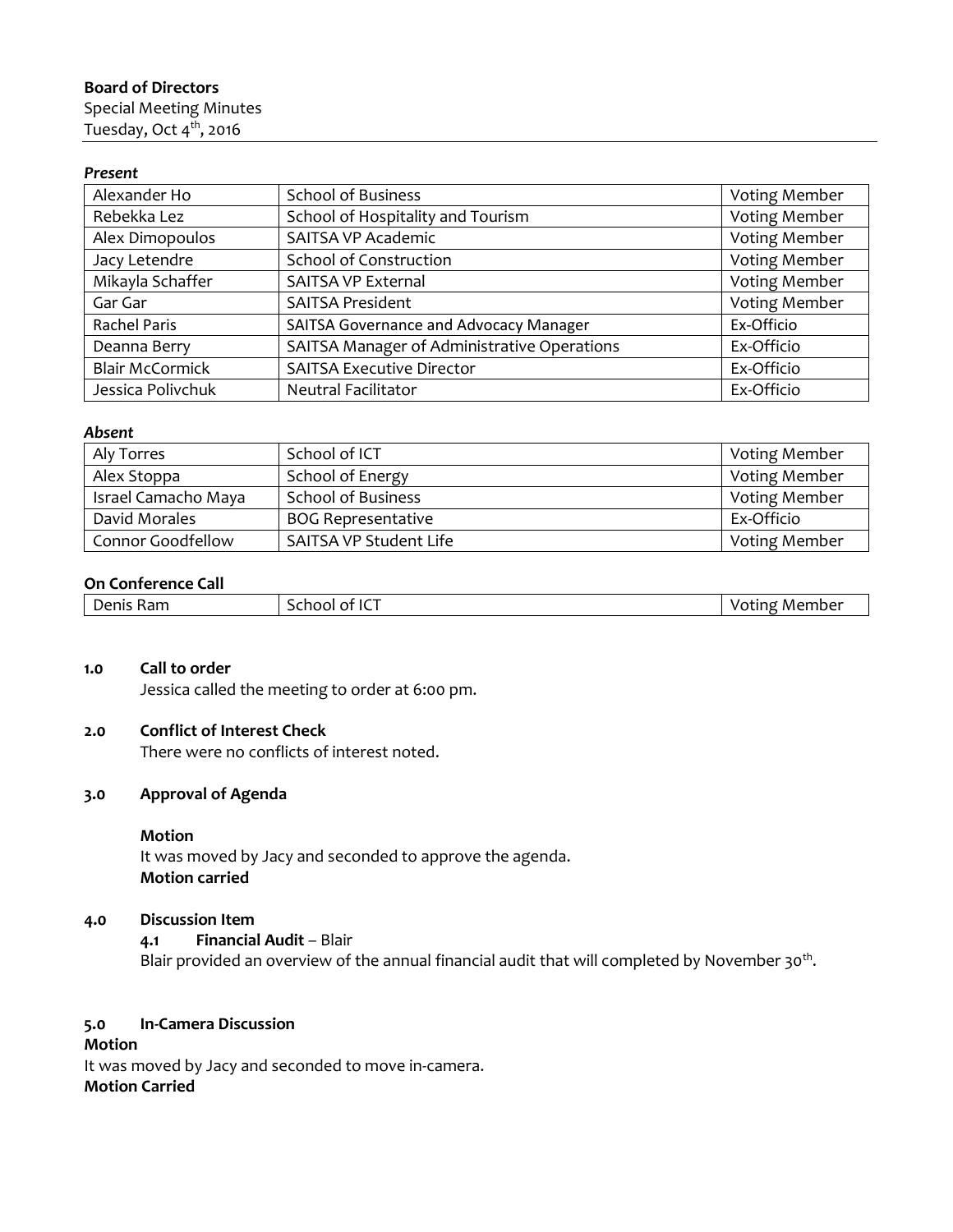**Board of Directors**
Special Meeting Minutes
Tuesday, Oct 4th, 2016

***Present***

| | | |
|---|---|---|
| Alexander Ho | School of Business | Voting Member |
| Rebekka Lez | School of Hospitality and Tourism | Voting Member |
| Alex Dimopoulos | SAITSA VP Academic | Voting Member |
| Jacy Letendre | School of Construction | Voting Member |
| Mikayla Schaffer | SAITSA VP External | Voting Member |
| Gar Gar | SAITSA President | Voting Member |
| Rachel Paris | SAITSA Governance and Advocacy Manager | Ex-Officio |
| Deanna Berry | SAITSA Manager of Administrative Operations | Ex-Officio |
| Blair McCormick | SAITSA Executive Director | Ex-Officio |
| Jessica Polivchuk | Neutral Facilitator | Ex-Officio |

***Absent***

| | | |
|---|---|---|
| Aly Torres | School of ICT | Voting Member |
| Alex Stoppa | School of Energy | Voting Member |
| Israel Camacho Maya | School of Business | Voting Member |
| David Morales | BOG Representative | Ex-Officio |
| Connor Goodfellow | SAITSA VP Student Life | Voting Member |

**On Conference Call**

| | | |
|---|---|---|
| Denis Ram | School of ICT | Voting Member |

**1.0 Call to order**

Jessica called the meeting to order at 6:00 pm.

**2.0 Conflict of Interest Check**

There were no conflicts of interest noted.

**3.0 Approval of Agenda**

**Motion**
It was moved by Jacy and seconded to approve the agenda.
**Motion carried**

**4.0 Discussion Item**

**4.1 Financial Audit** – Blair
Blair provided an overview of the annual financial audit that will completed by November 30th.

**5.0 In-Camera Discussion**

**Motion**
It was moved by Jacy and seconded to move in-camera.
**Motion Carried**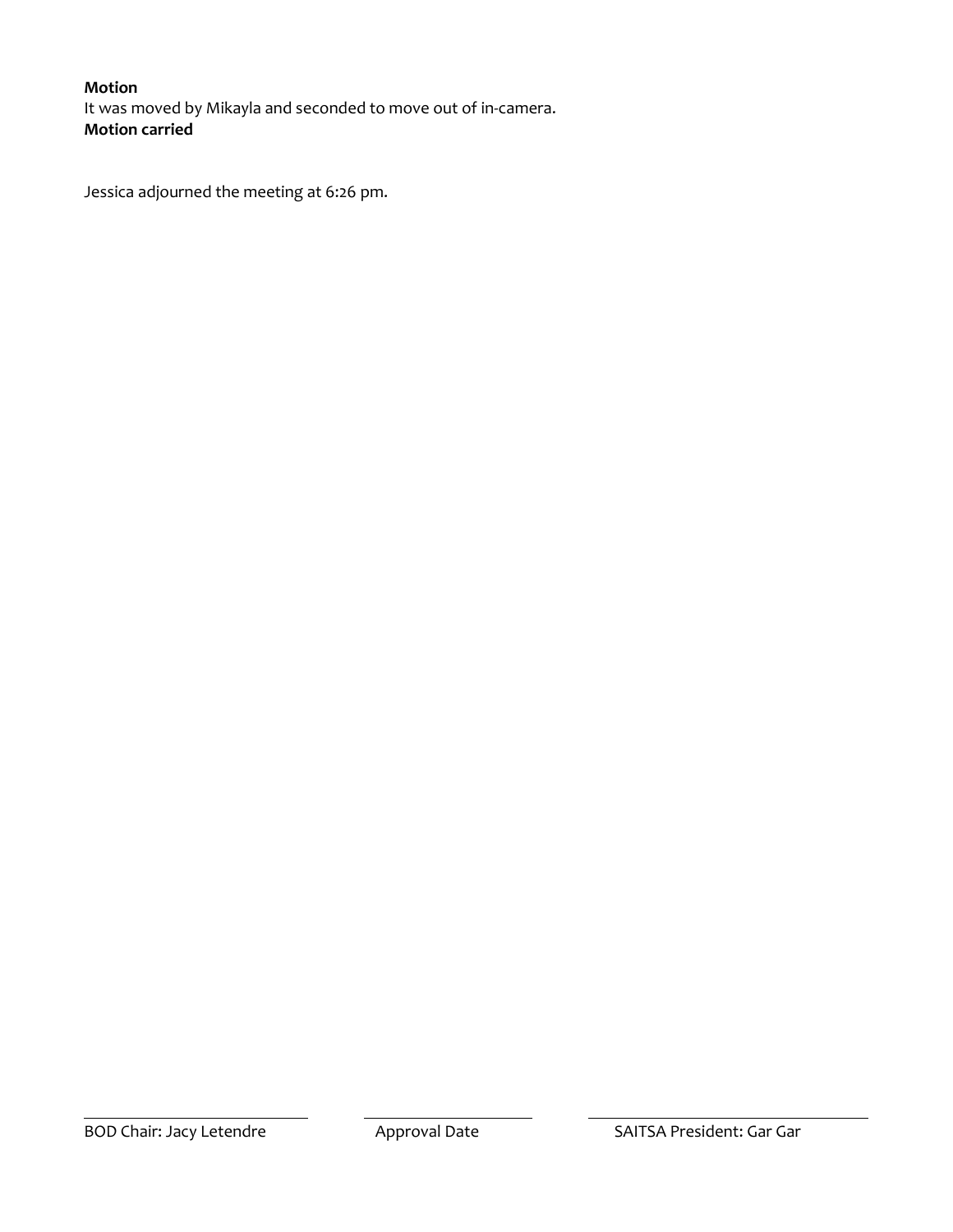**Motion**
It was moved by Mikayla and seconded to move out of in-camera.
**Motion carried**

Jessica adjourned the meeting at 6:26 pm.

| | | |
|---|---|---|
| BOD Chair: Jacy Letendre | Approval Date | SAITSA President: Gar Gar |